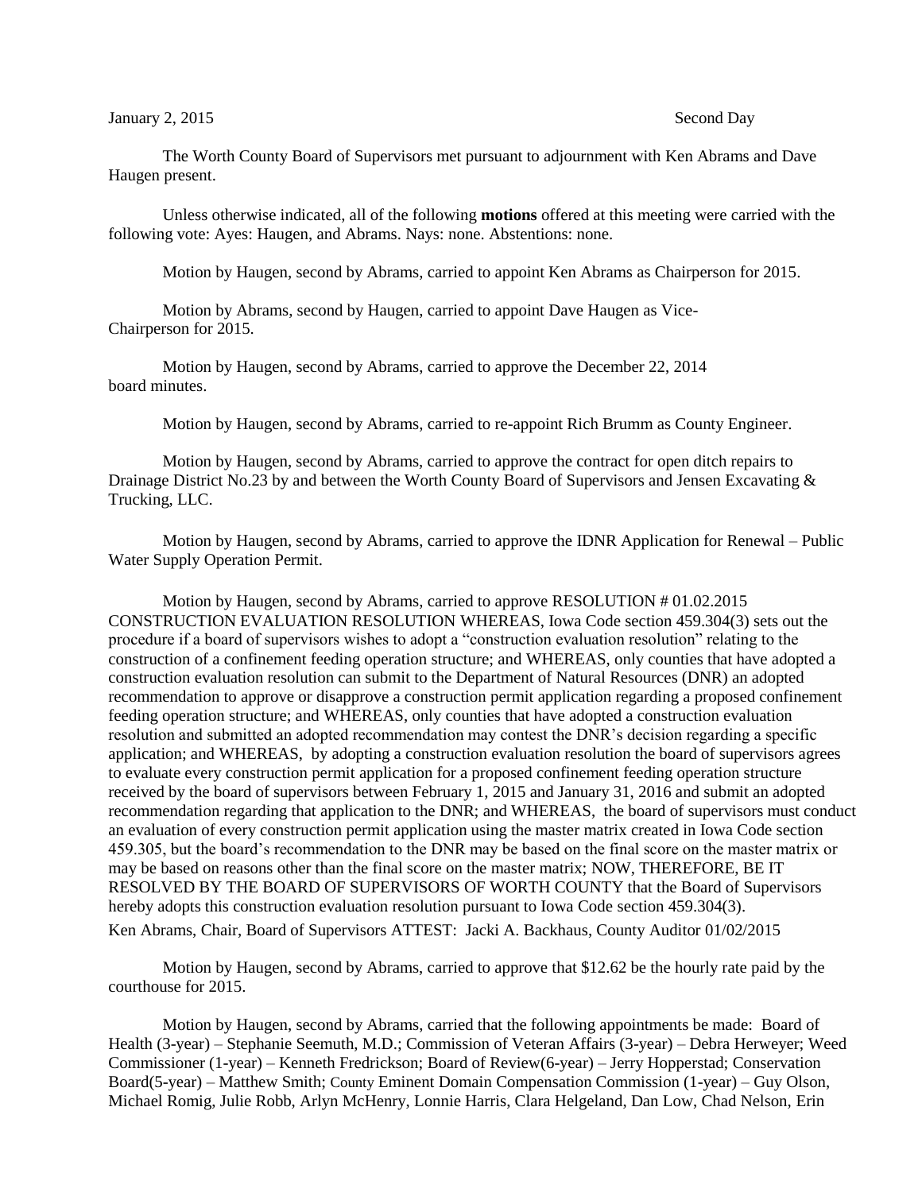January 2, 2015 Second Day

The Worth County Board of Supervisors met pursuant to adjournment with Ken Abrams and Dave Haugen present.

Unless otherwise indicated, all of the following **motions** offered at this meeting were carried with the following vote: Ayes: Haugen, and Abrams. Nays: none. Abstentions: none.

Motion by Haugen, second by Abrams, carried to appoint Ken Abrams as Chairperson for 2015.

Motion by Abrams, second by Haugen, carried to appoint Dave Haugen as Vice-Chairperson for 2015.

Motion by Haugen, second by Abrams, carried to approve the December 22, 2014 board minutes.

Motion by Haugen, second by Abrams, carried to re-appoint Rich Brumm as County Engineer.

Motion by Haugen, second by Abrams, carried to approve the contract for open ditch repairs to Drainage District No.23 by and between the Worth County Board of Supervisors and Jensen Excavating & Trucking, LLC.

Motion by Haugen, second by Abrams, carried to approve the IDNR Application for Renewal – Public Water Supply Operation Permit.

Motion by Haugen, second by Abrams, carried to approve RESOLUTION # 01.02.2015 CONSTRUCTION EVALUATION RESOLUTION WHEREAS, Iowa Code section 459.304(3) sets out the procedure if a board of supervisors wishes to adopt a "construction evaluation resolution" relating to the construction of a confinement feeding operation structure; and WHEREAS, only counties that have adopted a construction evaluation resolution can submit to the Department of Natural Resources (DNR) an adopted recommendation to approve or disapprove a construction permit application regarding a proposed confinement feeding operation structure; and WHEREAS, only counties that have adopted a construction evaluation resolution and submitted an adopted recommendation may contest the DNR's decision regarding a specific application; and WHEREAS, by adopting a construction evaluation resolution the board of supervisors agrees to evaluate every construction permit application for a proposed confinement feeding operation structure received by the board of supervisors between February 1, 2015 and January 31, 2016 and submit an adopted recommendation regarding that application to the DNR; and WHEREAS, the board of supervisors must conduct an evaluation of every construction permit application using the master matrix created in Iowa Code section 459.305, but the board's recommendation to the DNR may be based on the final score on the master matrix or may be based on reasons other than the final score on the master matrix; NOW, THEREFORE, BE IT RESOLVED BY THE BOARD OF SUPERVISORS OF WORTH COUNTY that the Board of Supervisors hereby adopts this construction evaluation resolution pursuant to Iowa Code section 459.304(3).
Ken Abrams, Chair, Board of Supervisors ATTEST: Jacki A. Backhaus, County Auditor 01/02/2015

Motion by Haugen, second by Abrams, carried to approve that $12.62 be the hourly rate paid by the courthouse for 2015.

Motion by Haugen, second by Abrams, carried that the following appointments be made: Board of Health (3-year) – Stephanie Seemuth, M.D.; Commission of Veteran Affairs (3-year) – Debra Herweyer; Weed Commissioner (1-year) – Kenneth Fredrickson; Board of Review(6-year) – Jerry Hopperstad; Conservation Board(5-year) – Matthew Smith; County Eminent Domain Compensation Commission (1-year) – Guy Olson, Michael Romig, Julie Robb, Arlyn McHenry, Lonnie Harris, Clara Helgeland, Dan Low, Chad Nelson, Erin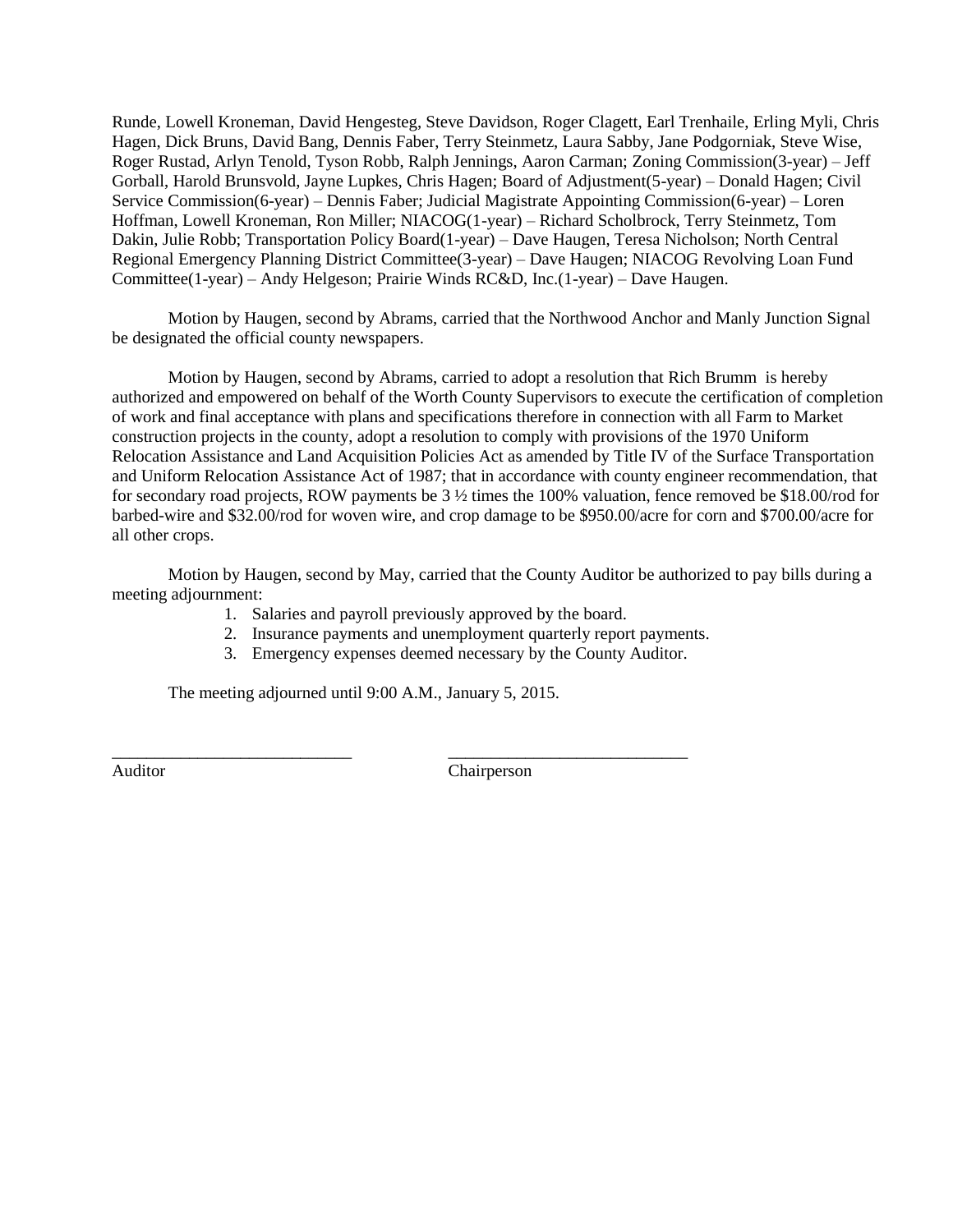Runde, Lowell Kroneman, David Hengesteg, Steve Davidson, Roger Clagett, Earl Trenhaile, Erling Myli, Chris Hagen, Dick Bruns, David Bang, Dennis Faber, Terry Steinmetz, Laura Sabby, Jane Podgorniak, Steve Wise, Roger Rustad, Arlyn Tenold, Tyson Robb, Ralph Jennings, Aaron Carman; Zoning Commission(3-year) – Jeff Gorball, Harold Brunsvold, Jayne Lupkes, Chris Hagen; Board of Adjustment(5-year) – Donald Hagen; Civil Service Commission(6-year) – Dennis Faber; Judicial Magistrate Appointing Commission(6-year) – Loren Hoffman, Lowell Kroneman, Ron Miller; NIACOG(1-year) – Richard Scholbrock, Terry Steinmetz, Tom Dakin, Julie Robb; Transportation Policy Board(1-year) – Dave Haugen, Teresa Nicholson; North Central Regional Emergency Planning District Committee(3-year) – Dave Haugen; NIACOG Revolving Loan Fund Committee(1-year) – Andy Helgeson; Prairie Winds RC&D, Inc.(1-year) – Dave Haugen.

Motion by Haugen, second by Abrams, carried that the Northwood Anchor and Manly Junction Signal be designated the official county newspapers.

Motion by Haugen, second by Abrams, carried to adopt a resolution that Rich Brumm is hereby authorized and empowered on behalf of the Worth County Supervisors to execute the certification of completion of work and final acceptance with plans and specifications therefore in connection with all Farm to Market construction projects in the county, adopt a resolution to comply with provisions of the 1970 Uniform Relocation Assistance and Land Acquisition Policies Act as amended by Title IV of the Surface Transportation and Uniform Relocation Assistance Act of 1987; that in accordance with county engineer recommendation, that for secondary road projects, ROW payments be 3 ½ times the 100% valuation, fence removed be $18.00/rod for barbed-wire and $32.00/rod for woven wire, and crop damage to be $950.00/acre for corn and $700.00/acre for all other crops.

Motion by Haugen, second by May, carried that the County Auditor be authorized to pay bills during a meeting adjournment:

1. Salaries and payroll previously approved by the board.
2. Insurance payments and unemployment quarterly report payments.
3. Emergency expenses deemed necessary by the County Auditor.

The meeting adjourned until 9:00 A.M., January 5, 2015.

____________________________ ____________________________

Auditor Chairperson